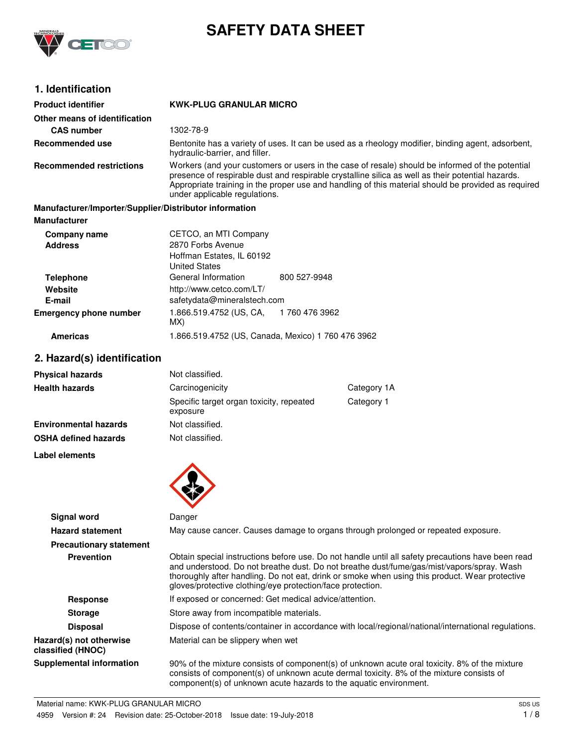# SAFETY DATA SHEET

## 1. Identification

| | |
|---|---|
| **Product identifier** | **KWK-PLUG GRANULAR MICRO** |
| **Other means of identification** | |
| **CAS number** | 1302-78-9 |
| **Recommended use** | Bentonite has a variety of uses. It can be used as a rheology modifier, binding agent, adsorbent, hydraulic-barrier, and filler. |
| **Recommended restrictions** | Workers (and your customers or users in the case of resale) should be informed of the potential presence of respirable dust and respirable crystalline silica as well as their potential hazards. Appropriate training in the proper use and handling of this material should be provided as required under applicable regulations. |

**Manufacturer/Importer/Supplier/Distributor information**

**Manufacturer**

| | | |
|---|---|---|
| **Company name** | CETCO, an MTI Company | |
| **Address** | 2870 Forbs Avenue<br>Hoffman Estates, IL 60192<br>United States | |
| **Telephone** | General Information | 800 527-9948 |
| **Website** | http://www.cetco.com/LT/ | |
| **E-mail** | safetydata@mineralstech.com | |
| **Emergency phone number** | 1.866.519.4752 (US, CA, MX) | 1 760 476 3962 |
| **Americas** | 1.866.519.4752 (US, Canada, Mexico) 1 760 476 3962 | |

## 2. Hazard(s) identification

| | | |
|---|---|---|
| **Physical hazards** | Not classified. | |
| **Health hazards** | Carcinogenicity | Category 1A |
| | Specific target organ toxicity, repeated exposure | Category 1 |
| **Environmental hazards** | Not classified. | |
| **OSHA defined hazards** | Not classified. | |

**Label elements**

| | |
|---|---|
| **Signal word** | Danger |
| **Hazard statement** | May cause cancer. Causes damage to organs through prolonged or repeated exposure. |
| **Precautionary statement** | |
| **Prevention** | Obtain special instructions before use. Do not handle until all safety precautions have been read and understood. Do not breathe dust. Do not breathe dust/fume/gas/mist/vapors/spray. Wash thoroughly after handling. Do not eat, drink or smoke when using this product. Wear protective gloves/protective clothing/eye protection/face protection. |
| **Response** | If exposed or concerned: Get medical advice/attention. |
| **Storage** | Store away from incompatible materials. |
| **Disposal** | Dispose of contents/container in accordance with local/regional/national/international regulations. |
| **Hazard(s) not otherwise classified (HNOC)** | Material can be slippery when wet |
| **Supplemental information** | 90% of the mixture consists of component(s) of unknown acute oral toxicity. 8% of the mixture consists of component(s) of unknown acute dermal toxicity. 8% of the mixture consists of component(s) of unknown acute hazards to the aquatic environment. |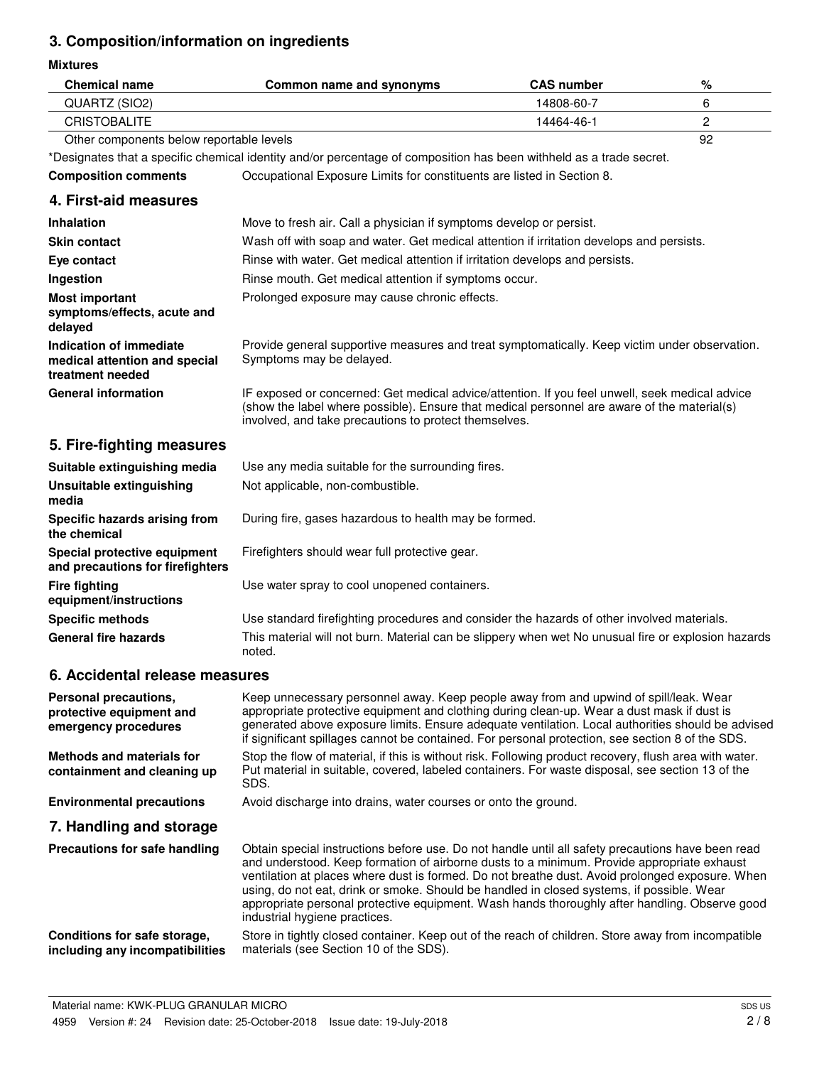## 3. Composition/information on ingredients

**Mixtures**

| Chemical name | Common name and synonyms | CAS number | % |
|---|---|---|---|
| QUARTZ (SIO2) | | 14808-60-7 | 6 |
| CRISTOBALITE | | 14464-46-1 | 2 |
| Other components below reportable levels | | | 92 |

*Designates that a specific chemical identity and/or percentage of composition has been withheld as a trade secret.

**Composition comments** Occupational Exposure Limits for constituents are listed in Section 8.

## 4. First-aid measures

**Inhalation** Move to fresh air. Call a physician if symptoms develop or persist.

**Skin contact** Wash off with soap and water. Get medical attention if irritation develops and persists.

**Eye contact** Rinse with water. Get medical attention if irritation develops and persists.

**Ingestion** Rinse mouth. Get medical attention if symptoms occur.

**Most important symptoms/effects, acute and delayed** Prolonged exposure may cause chronic effects.

**Indication of immediate medical attention and special treatment needed** Provide general supportive measures and treat symptomatically. Keep victim under observation. Symptoms may be delayed.

**General information** IF exposed or concerned: Get medical advice/attention. If you feel unwell, seek medical advice (show the label where possible). Ensure that medical personnel are aware of the material(s) involved, and take precautions to protect themselves.

## 5. Fire-fighting measures

**Suitable extinguishing media** Use any media suitable for the surrounding fires.

**Unsuitable extinguishing media** Not applicable, non-combustible.

**Specific hazards arising from the chemical** During fire, gases hazardous to health may be formed.

**Special protective equipment and precautions for firefighters** Firefighters should wear full protective gear.

**Fire fighting equipment/instructions** Use water spray to cool unopened containers.

**Specific methods** Use standard firefighting procedures and consider the hazards of other involved materials.

**General fire hazards** This material will not burn. Material can be slippery when wet No unusual fire or explosion hazards noted.

## 6. Accidental release measures

**Personal precautions, protective equipment and emergency procedures** Keep unnecessary personnel away. Keep people away from and upwind of spill/leak. Wear appropriate protective equipment and clothing during clean-up. Wear a dust mask if dust is generated above exposure limits. Ensure adequate ventilation. Local authorities should be advised if significant spillages cannot be contained. For personal protection, see section 8 of the SDS.

**Methods and materials for containment and cleaning up** Stop the flow of material, if this is without risk. Following product recovery, flush area with water. Put material in suitable, covered, labeled containers. For waste disposal, see section 13 of the SDS.

**Environmental precautions** Avoid discharge into drains, water courses or onto the ground.

## 7. Handling and storage

**Precautions for safe handling** Obtain special instructions before use. Do not handle until all safety precautions have been read and understood. Keep formation of airborne dusts to a minimum. Provide appropriate exhaust ventilation at places where dust is formed. Do not breathe dust. Avoid prolonged exposure. When using, do not eat, drink or smoke. Should be handled in closed systems, if possible. Wear appropriate personal protective equipment. Wash hands thoroughly after handling. Observe good industrial hygiene practices.

**Conditions for safe storage, including any incompatibilities** Store in tightly closed container. Keep out of the reach of children. Store away from incompatible materials (see Section 10 of the SDS).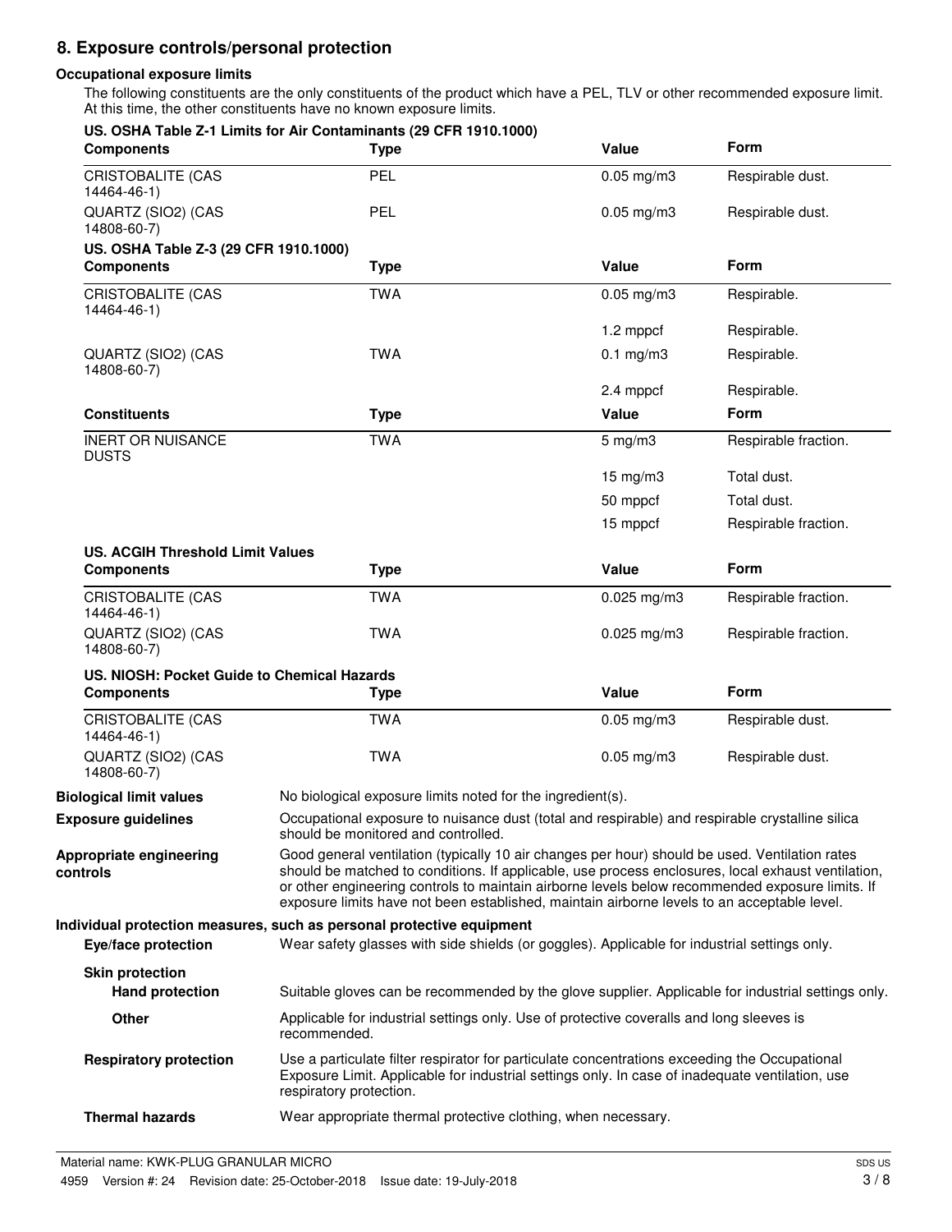## 8. Exposure controls/personal protection

### Occupational exposure limits

The following constituents are the only constituents of the product which have a PEL, TLV or other recommended exposure limit. At this time, the other constituents have no known exposure limits.

**US. OSHA Table Z-1 Limits for Air Contaminants (29 CFR 1910.1000)**

| Components | Type | Value | Form |
|---|---|---|---|
| CRISTOBALITE (CAS 14464-46-1) | PEL | 0.05 mg/m3 | Respirable dust. |
| QUARTZ (SIO2) (CAS 14808-60-7) | PEL | 0.05 mg/m3 | Respirable dust. |

**US. OSHA Table Z-3 (29 CFR 1910.1000)**

| Components | Type | Value | Form |
|---|---|---|---|
| CRISTOBALITE (CAS 14464-46-1) | TWA | 0.05 mg/m3 | Respirable. |
| | | 1.2 mppcf | Respirable. |
| QUARTZ (SIO2) (CAS 14808-60-7) | TWA | 0.1 mg/m3 | Respirable. |
| | | 2.4 mppcf | Respirable. |

| Constituents | Type | Value | Form |
|---|---|---|---|
| INERT OR NUISANCE DUSTS | TWA | 5 mg/m3 | Respirable fraction. |
| | | 15 mg/m3 | Total dust. |
| | | 50 mppcf | Total dust. |
| | | 15 mppcf | Respirable fraction. |

**US. ACGIH Threshold Limit Values**

| Components | Type | Value | Form |
|---|---|---|---|
| CRISTOBALITE (CAS 14464-46-1) | TWA | 0.025 mg/m3 | Respirable fraction. |
| QUARTZ (SIO2) (CAS 14808-60-7) | TWA | 0.025 mg/m3 | Respirable fraction. |

**US. NIOSH: Pocket Guide to Chemical Hazards**

| Components | Type | Value | Form |
|---|---|---|---|
| CRISTOBALITE (CAS 14464-46-1) | TWA | 0.05 mg/m3 | Respirable dust. |
| QUARTZ (SIO2) (CAS 14808-60-7) | TWA | 0.05 mg/m3 | Respirable dust. |

**Biological limit values** No biological exposure limits noted for the ingredient(s).

**Exposure guidelines** Occupational exposure to nuisance dust (total and respirable) and respirable crystalline silica should be monitored and controlled.

**Appropriate engineering controls** Good general ventilation (typically 10 air changes per hour) should be used. Ventilation rates should be matched to conditions. If applicable, use process enclosures, local exhaust ventilation, or other engineering controls to maintain airborne levels below recommended exposure limits. If exposure limits have not been established, maintain airborne levels to an acceptable level.

### Individual protection measures, such as personal protective equipment

**Eye/face protection** Wear safety glasses with side shields (or goggles). Applicable for industrial settings only.

**Skin protection**

**Hand protection** Suitable gloves can be recommended by the glove supplier. Applicable for industrial settings only.

**Other** Applicable for industrial settings only. Use of protective coveralls and long sleeves is recommended.

**Respiratory protection** Use a particulate filter respirator for particulate concentrations exceeding the Occupational Exposure Limit. Applicable for industrial settings only. In case of inadequate ventilation, use respiratory protection.

**Thermal hazards** Wear appropriate thermal protective clothing, when necessary.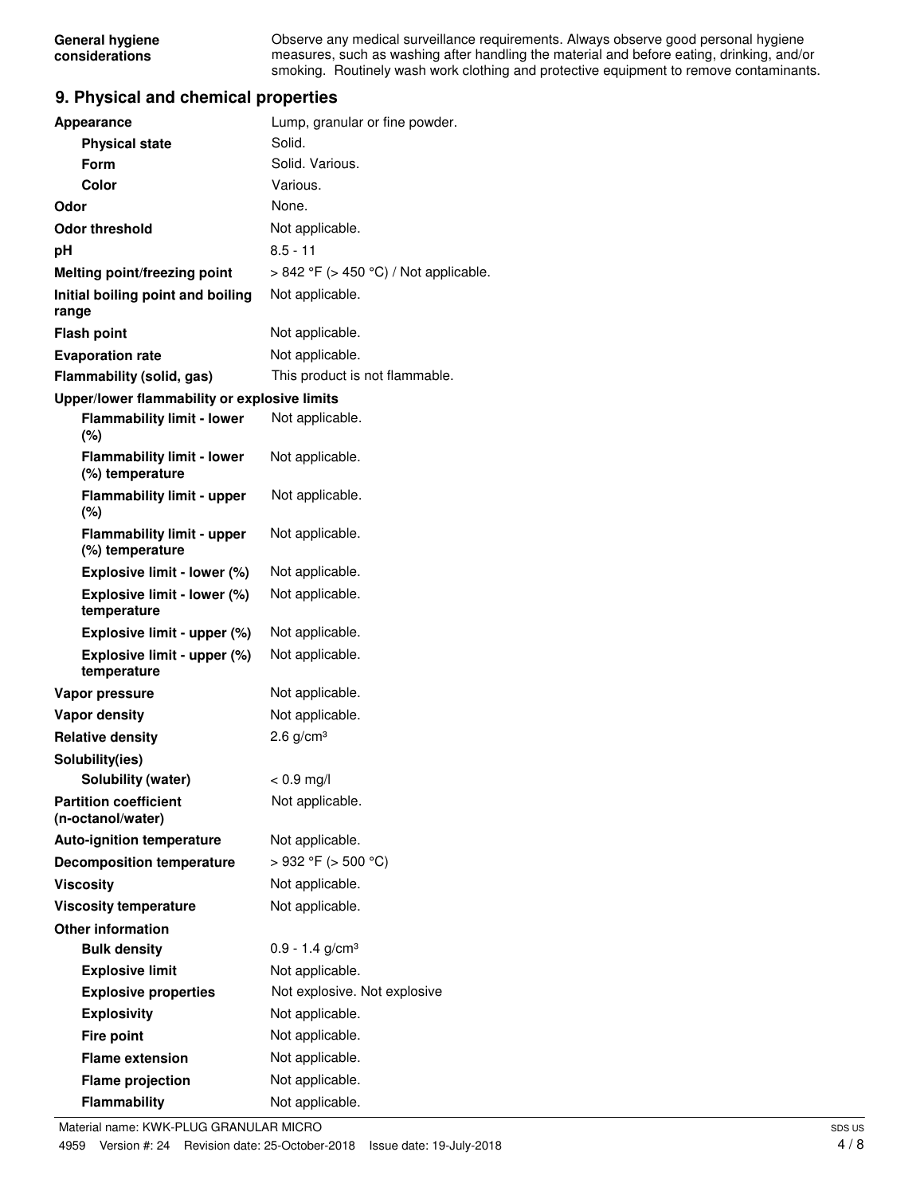| | |
|---|---|
| **General hygiene considerations** | Observe any medical surveillance requirements. Always observe good personal hygiene measures, such as washing after handling the material and before eating, drinking, and/or smoking. Routinely wash work clothing and protective equipment to remove contaminants. |

## 9. Physical and chemical properties

| | |
|---|---|
| **Appearance** | Lump, granular or fine powder. |
| **Physical state** | Solid. |
| **Form** | Solid. Various. |
| **Color** | Various. |
| **Odor** | None. |
| **Odor threshold** | Not applicable. |
| **pH** | 8.5 - 11 |
| **Melting point/freezing point** | > 842 °F (> 450 °C) / Not applicable. |
| **Initial boiling point and boiling range** | Not applicable. |
| **Flash point** | Not applicable. |
| **Evaporation rate** | Not applicable. |
| **Flammability (solid, gas)** | This product is not flammable. |
| **Upper/lower flammability or explosive limits** | |
| **Flammability limit - lower (%)** | Not applicable. |
| **Flammability limit - lower (%) temperature** | Not applicable. |
| **Flammability limit - upper (%)** | Not applicable. |
| **Flammability limit - upper (%) temperature** | Not applicable. |
| **Explosive limit - lower (%)** | Not applicable. |
| **Explosive limit - lower (%) temperature** | Not applicable. |
| **Explosive limit - upper (%)** | Not applicable. |
| **Explosive limit - upper (%) temperature** | Not applicable. |
| **Vapor pressure** | Not applicable. |
| **Vapor density** | Not applicable. |
| **Relative density** | 2.6 g/cm³ |
| **Solubility(ies)** | |
| **Solubility (water)** | < 0.9 mg/l |
| **Partition coefficient (n-octanol/water)** | Not applicable. |
| **Auto-ignition temperature** | Not applicable. |
| **Decomposition temperature** | > 932 °F (> 500 °C) |
| **Viscosity** | Not applicable. |
| **Viscosity temperature** | Not applicable. |
| **Other information** | |
| **Bulk density** | 0.9 - 1.4 g/cm³ |
| **Explosive limit** | Not applicable. |
| **Explosive properties** | Not explosive. Not explosive |
| **Explosivity** | Not applicable. |
| **Fire point** | Not applicable. |
| **Flame extension** | Not applicable. |
| **Flame projection** | Not applicable. |
| **Flammability** | Not applicable. |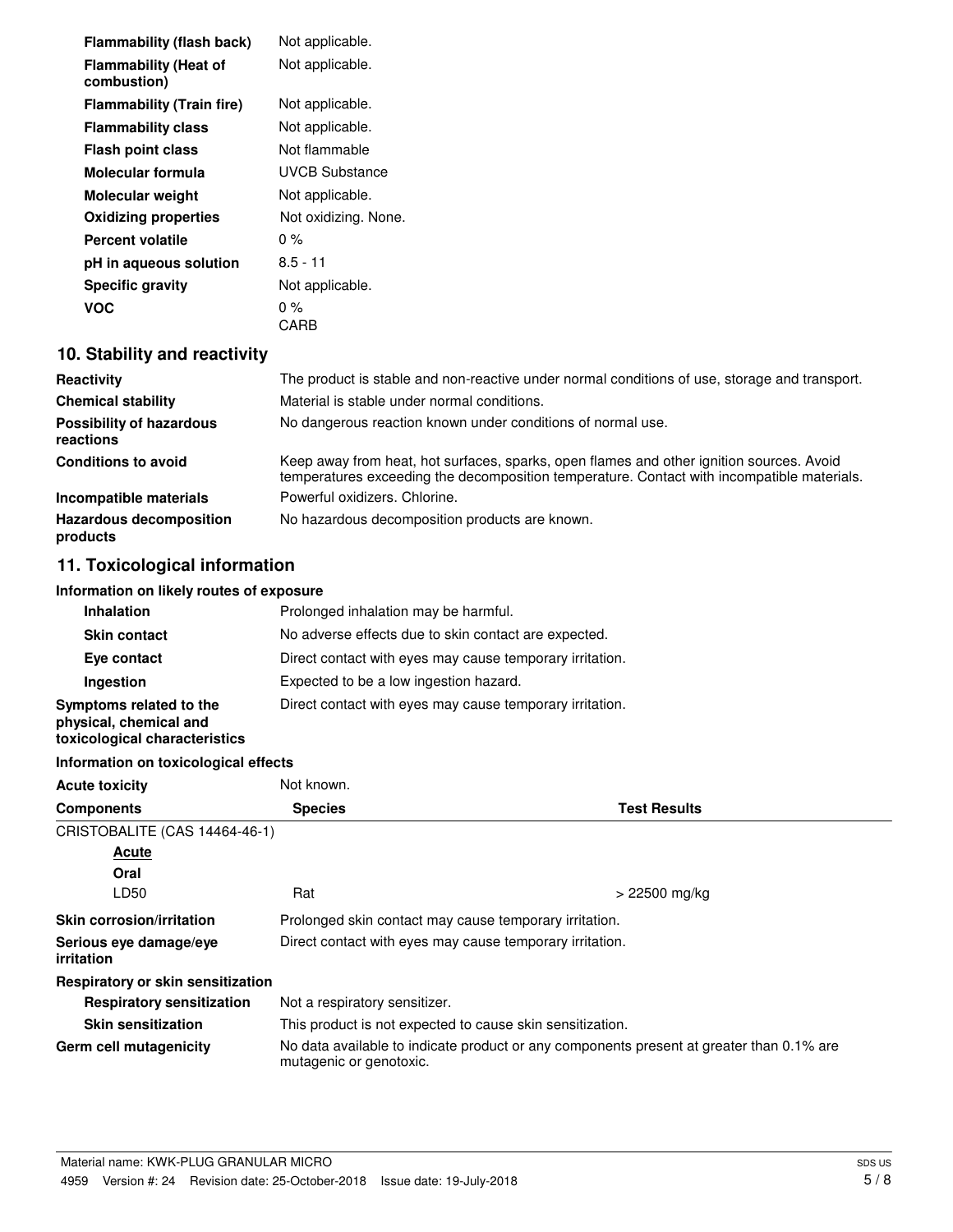| | |
|---|---|
| **Flammability (flash back)** | Not applicable. |
| **Flammability (Heat of combustion)** | Not applicable. |
| **Flammability (Train fire)** | Not applicable. |
| **Flammability class** | Not applicable. |
| **Flash point class** | Not flammable |
| **Molecular formula** | UVCB Substance |
| **Molecular weight** | Not applicable. |
| **Oxidizing properties** | Not oxidizing. None. |
| **Percent volatile** | 0 % |
| **pH in aqueous solution** | 8.5 - 11 |
| **Specific gravity** | Not applicable. |
| **VOC** | 0 %<br>CARB |

## 10. Stability and reactivity

| | |
|---|---|
| **Reactivity** | The product is stable and non-reactive under normal conditions of use, storage and transport. |
| **Chemical stability** | Material is stable under normal conditions. |
| **Possibility of hazardous reactions** | No dangerous reaction known under conditions of normal use. |
| **Conditions to avoid** | Keep away from heat, hot surfaces, sparks, open flames and other ignition sources. Avoid temperatures exceeding the decomposition temperature. Contact with incompatible materials. |
| **Incompatible materials** | Powerful oxidizers. Chlorine. |
| **Hazardous decomposition products** | No hazardous decomposition products are known. |

## 11. Toxicological information

**Information on likely routes of exposure**

| | |
|---|---|
| **Inhalation** | Prolonged inhalation may be harmful. |
| **Skin contact** | No adverse effects due to skin contact are expected. |
| **Eye contact** | Direct contact with eyes may cause temporary irritation. |
| **Ingestion** | Expected to be a low ingestion hazard. |
| **Symptoms related to the physical, chemical and toxicological characteristics** | Direct contact with eyes may cause temporary irritation. |

**Information on toxicological effects**

**Acute toxicity** Not known.

| Components | Species | Test Results |
|---|---|---|
| CRISTOBALITE (CAS 14464-46-1) | | |
| <u>Acute</u> | | |
| **Oral** | | |
| LD50 | Rat | > 22500 mg/kg |

| | |
|---|---|
| **Skin corrosion/irritation** | Prolonged skin contact may cause temporary irritation. |
| **Serious eye damage/eye irritation** | Direct contact with eyes may cause temporary irritation. |

**Respiratory or skin sensitization**

| | |
|---|---|
| **Respiratory sensitization** | Not a respiratory sensitizer. |
| **Skin sensitization** | This product is not expected to cause skin sensitization. |
| **Germ cell mutagenicity** | No data available to indicate product or any components present at greater than 0.1% are mutagenic or genotoxic. |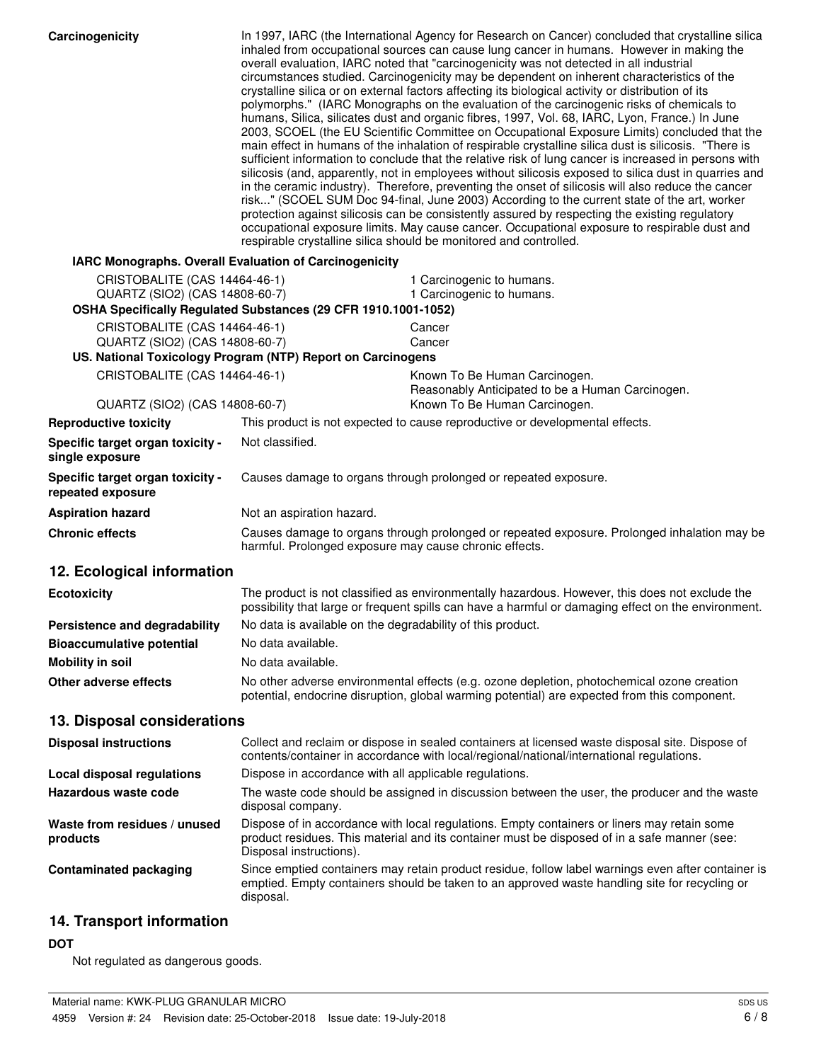**Carcinogenicity**

In 1997, IARC (the International Agency for Research on Cancer) concluded that crystalline silica inhaled from occupational sources can cause lung cancer in humans. However in making the overall evaluation, IARC noted that "carcinogenicity was not detected in all industrial circumstances studied. Carcinogenicity may be dependent on inherent characteristics of the crystalline silica or on external factors affecting its biological activity or distribution of its polymorphs." (IARC Monographs on the evaluation of the carcinogenic risks of chemicals to humans, Silica, silicates dust and organic fibres, 1997, Vol. 68, IARC, Lyon, France.) In June 2003, SCOEL (the EU Scientific Committee on Occupational Exposure Limits) concluded that the main effect in humans of the inhalation of respirable crystalline silica dust is silicosis. "There is sufficient information to conclude that the relative risk of lung cancer is increased in persons with silicosis (and, apparently, not in employees without silicosis exposed to silica dust in quarries and in the ceramic industry). Therefore, preventing the onset of silicosis will also reduce the cancer risk..." (SCOEL SUM Doc 94-final, June 2003) According to the current state of the art, worker protection against silicosis can be consistently assured by respecting the existing regulatory occupational exposure limits. May cause cancer. Occupational exposure to respirable dust and respirable crystalline silica should be monitored and controlled.

**IARC Monographs. Overall Evaluation of Carcinogenicity**

| | |
|---|---|
| CRISTOBALITE (CAS 14464-46-1) | 1 Carcinogenic to humans. |
| QUARTZ (SIO2) (CAS 14808-60-7) | 1 Carcinogenic to humans. |

**OSHA Specifically Regulated Substances (29 CFR 1910.1001-1052)**

| | |
|---|---|
| CRISTOBALITE (CAS 14464-46-1) | Cancer |
| QUARTZ (SIO2) (CAS 14808-60-7) | Cancer |

**US. National Toxicology Program (NTP) Report on Carcinogens**

| | |
|---|---|
| CRISTOBALITE (CAS 14464-46-1) | Known To Be Human Carcinogen.<br>Reasonably Anticipated to be a Human Carcinogen. |
| QUARTZ (SIO2) (CAS 14808-60-7) | Known To Be Human Carcinogen. |

**Reproductive toxicity**
This product is not expected to cause reproductive or developmental effects.

**Specific target organ toxicity - single exposure**
Not classified.

**Specific target organ toxicity - repeated exposure**
Causes damage to organs through prolonged or repeated exposure.

**Aspiration hazard**
Not an aspiration hazard.

**Chronic effects**
Causes damage to organs through prolonged or repeated exposure. Prolonged inhalation may be harmful. Prolonged exposure may cause chronic effects.

## 12. Ecological information

**Ecotoxicity**
The product is not classified as environmentally hazardous. However, this does not exclude the possibility that large or frequent spills can have a harmful or damaging effect on the environment.

**Persistence and degradability**
No data is available on the degradability of this product.

**Bioaccumulative potential**
No data available.

**Mobility in soil**
No data available.

**Other adverse effects**
No other adverse environmental effects (e.g. ozone depletion, photochemical ozone creation potential, endocrine disruption, global warming potential) are expected from this component.

## 13. Disposal considerations

**Disposal instructions**
Collect and reclaim or dispose in sealed containers at licensed waste disposal site. Dispose of contents/container in accordance with local/regional/national/international regulations.

**Local disposal regulations**
Dispose in accordance with all applicable regulations.

**Hazardous waste code**
The waste code should be assigned in discussion between the user, the producer and the waste disposal company.

**Waste from residues / unused products**
Dispose of in accordance with local regulations. Empty containers or liners may retain some product residues. This material and its container must be disposed of in a safe manner (see: Disposal instructions).

**Contaminated packaging**
Since emptied containers may retain product residue, follow label warnings even after container is emptied. Empty containers should be taken to an approved waste handling site for recycling or disposal.

## 14. Transport information

**DOT**

Not regulated as dangerous goods.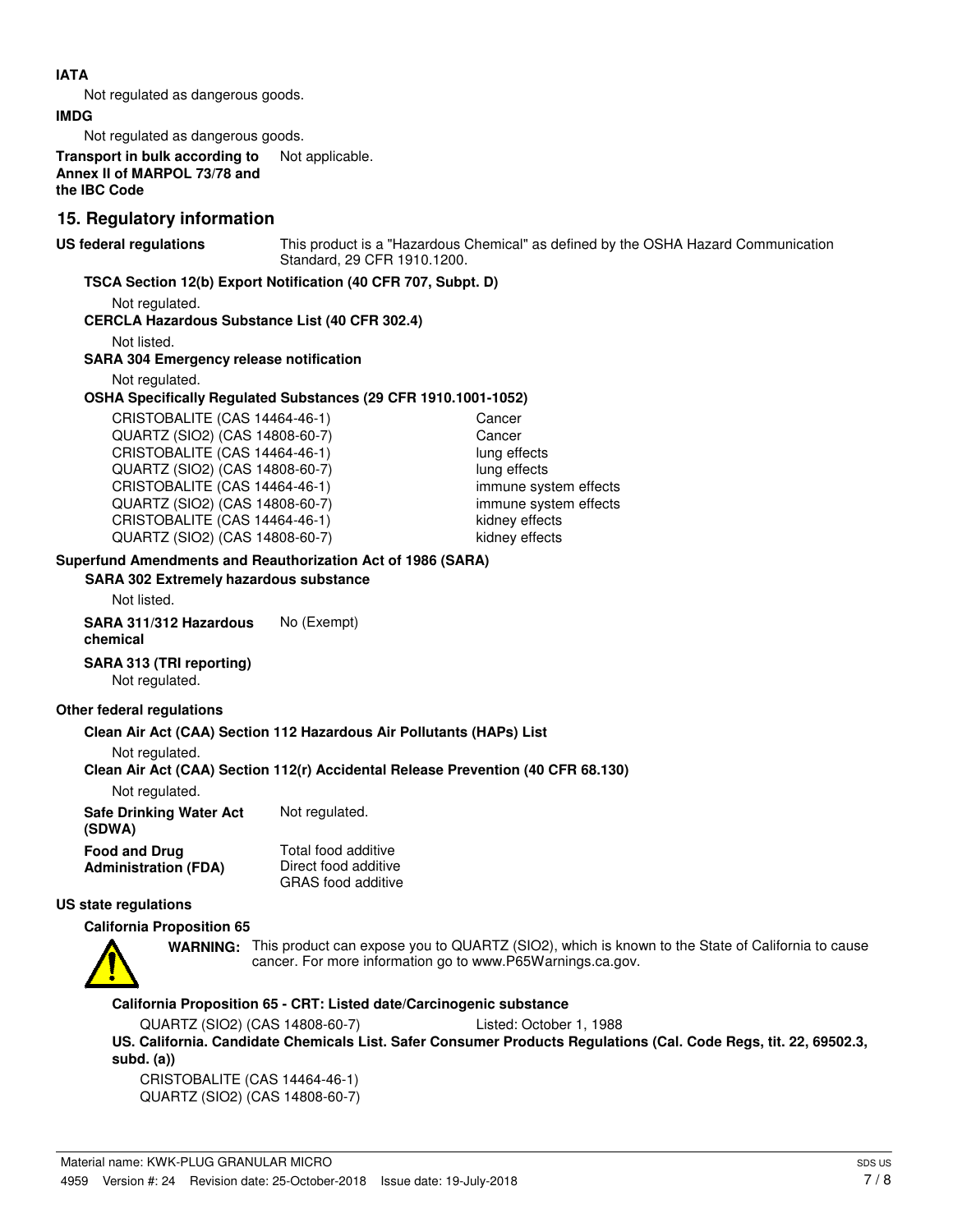**IATA**

Not regulated as dangerous goods.

**IMDG**

Not regulated as dangerous goods.

**Transport in bulk according to Annex II of MARPOL 73/78 and the IBC Code** Not applicable.

## 15. Regulatory information

**US federal regulations** This product is a "Hazardous Chemical" as defined by the OSHA Hazard Communication Standard, 29 CFR 1910.1200.

**TSCA Section 12(b) Export Notification (40 CFR 707, Subpt. D)**

Not regulated.

**CERCLA Hazardous Substance List (40 CFR 302.4)**

Not listed.

**SARA 304 Emergency release notification**

Not regulated.

**OSHA Specifically Regulated Substances (29 CFR 1910.1001-1052)**

| | |
|---|---|
| CRISTOBALITE (CAS 14464-46-1) | Cancer |
| QUARTZ (SIO2) (CAS 14808-60-7) | Cancer |
| CRISTOBALITE (CAS 14464-46-1) | lung effects |
| QUARTZ (SIO2) (CAS 14808-60-7) | lung effects |
| CRISTOBALITE (CAS 14464-46-1) | immune system effects |
| QUARTZ (SIO2) (CAS 14808-60-7) | immune system effects |
| CRISTOBALITE (CAS 14464-46-1) | kidney effects |
| QUARTZ (SIO2) (CAS 14808-60-7) | kidney effects |

**Superfund Amendments and Reauthorization Act of 1986 (SARA)**

**SARA 302 Extremely hazardous substance**

Not listed.

**SARA 311/312 Hazardous chemical** No (Exempt)

**SARA 313 (TRI reporting)**

Not regulated.

**Other federal regulations**

**Clean Air Act (CAA) Section 112 Hazardous Air Pollutants (HAPs) List**

Not regulated.

**Clean Air Act (CAA) Section 112(r) Accidental Release Prevention (40 CFR 68.130)**

Not regulated.

**Safe Drinking Water Act (SDWA)** Not regulated.

**Food and Drug Administration (FDA)** Total food additive
Direct food additive
GRAS food additive

**US state regulations**

**California Proposition 65**

**WARNING:** This product can expose you to QUARTZ (SIO2), which is known to the State of California to cause cancer. For more information go to www.P65Warnings.ca.gov.

**California Proposition 65 - CRT: Listed date/Carcinogenic substance**

QUARTZ (SIO2) (CAS 14808-60-7) Listed: October 1, 1988

**US. California. Candidate Chemicals List. Safer Consumer Products Regulations (Cal. Code Regs, tit. 22, 69502.3, subd. (a))**

CRISTOBALITE (CAS 14464-46-1)
QUARTZ (SIO2) (CAS 14808-60-7)

Material name: KWK-PLUG GRANULAR MICRO
4959 Version #: 24 Revision date: 25-October-2018 Issue date: 19-July-2018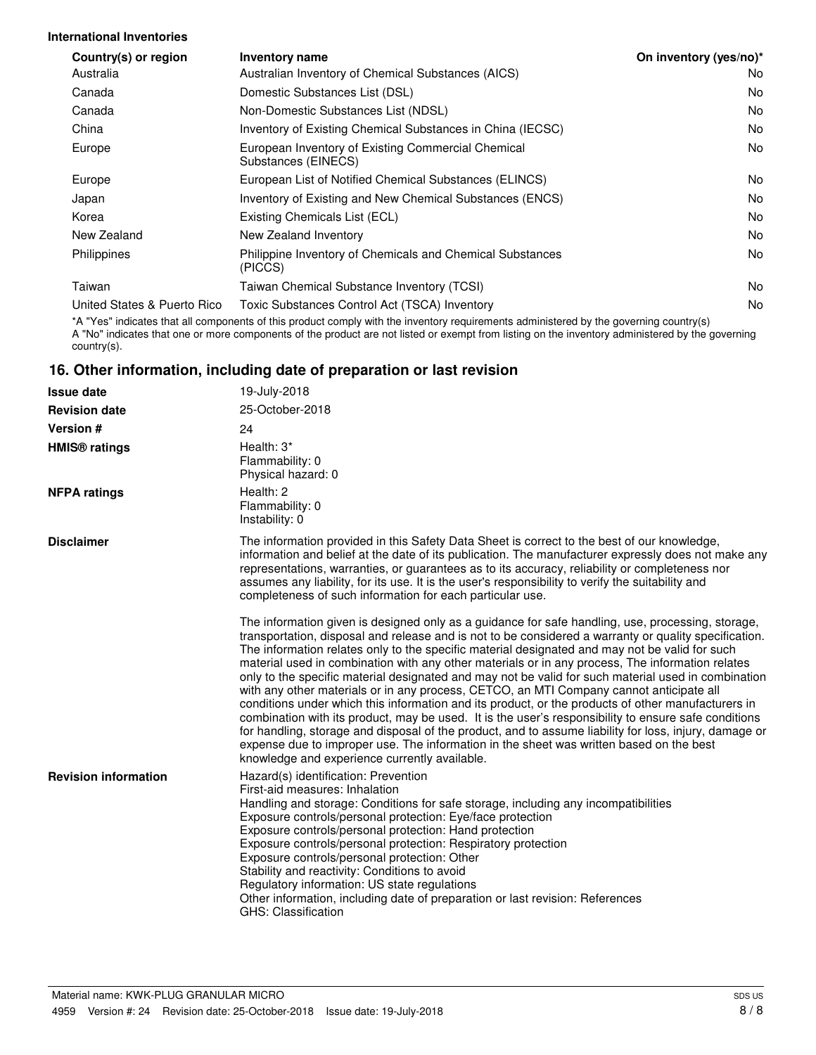**International Inventories**

| Country(s) or region | Inventory name | On inventory (yes/no)* |
| --- | --- | --- |
| Australia | Australian Inventory of Chemical Substances (AICS) | No |
| Canada | Domestic Substances List (DSL) | No |
| Canada | Non-Domestic Substances List (NDSL) | No |
| China | Inventory of Existing Chemical Substances in China (IECSC) | No |
| Europe | European Inventory of Existing Commercial Chemical Substances (EINECS) | No |
| Europe | European List of Notified Chemical Substances (ELINCS) | No |
| Japan | Inventory of Existing and New Chemical Substances (ENCS) | No |
| Korea | Existing Chemicals List (ECL) | No |
| New Zealand | New Zealand Inventory | No |
| Philippines | Philippine Inventory of Chemicals and Chemical Substances (PICCS) | No |
| Taiwan | Taiwan Chemical Substance Inventory (TCSI) | No |
| United States & Puerto Rico | Toxic Substances Control Act (TSCA) Inventory | No |

*A "Yes" indicates that all components of this product comply with the inventory requirements administered by the governing country(s)
A "No" indicates that one or more components of the product are not listed or exempt from listing on the inventory administered by the governing country(s).

## 16. Other information, including date of preparation or last revision

**Issue date** 19-July-2018

**Revision date** 25-October-2018

**Version #** 24

**HMIS® ratings**
Health: 3*
Flammability: 0
Physical hazard: 0

**NFPA ratings**
Health: 2
Flammability: 0
Instability: 0

**Disclaimer**

The information provided in this Safety Data Sheet is correct to the best of our knowledge, information and belief at the date of its publication. The manufacturer expressly does not make any representations, warranties, or guarantees as to its accuracy, reliability or completeness nor assumes any liability, for its use. It is the user's responsibility to verify the suitability and completeness of such information for each particular use.

The information given is designed only as a guidance for safe handling, use, processing, storage, transportation, disposal and release and is not to be considered a warranty or quality specification. The information relates only to the specific material designated and may not be valid for such material used in combination with any other materials or in any process, The information relates only to the specific material designated and may not be valid for such material used in combination with any other materials or in any process, CETCO, an MTI Company cannot anticipate all conditions under which this information and its product, or the products of other manufacturers in combination with its product, may be used. It is the user's responsibility to ensure safe conditions for handling, storage and disposal of the product, and to assume liability for loss, injury, damage or expense due to improper use. The information in the sheet was written based on the best knowledge and experience currently available.

**Revision information**

Hazard(s) identification: Prevention
First-aid measures: Inhalation
Handling and storage: Conditions for safe storage, including any incompatibilities
Exposure controls/personal protection: Eye/face protection
Exposure controls/personal protection: Hand protection
Exposure controls/personal protection: Respiratory protection
Exposure controls/personal protection: Other
Stability and reactivity: Conditions to avoid
Regulatory information: US state regulations
Other information, including date of preparation or last revision: References
GHS: Classification